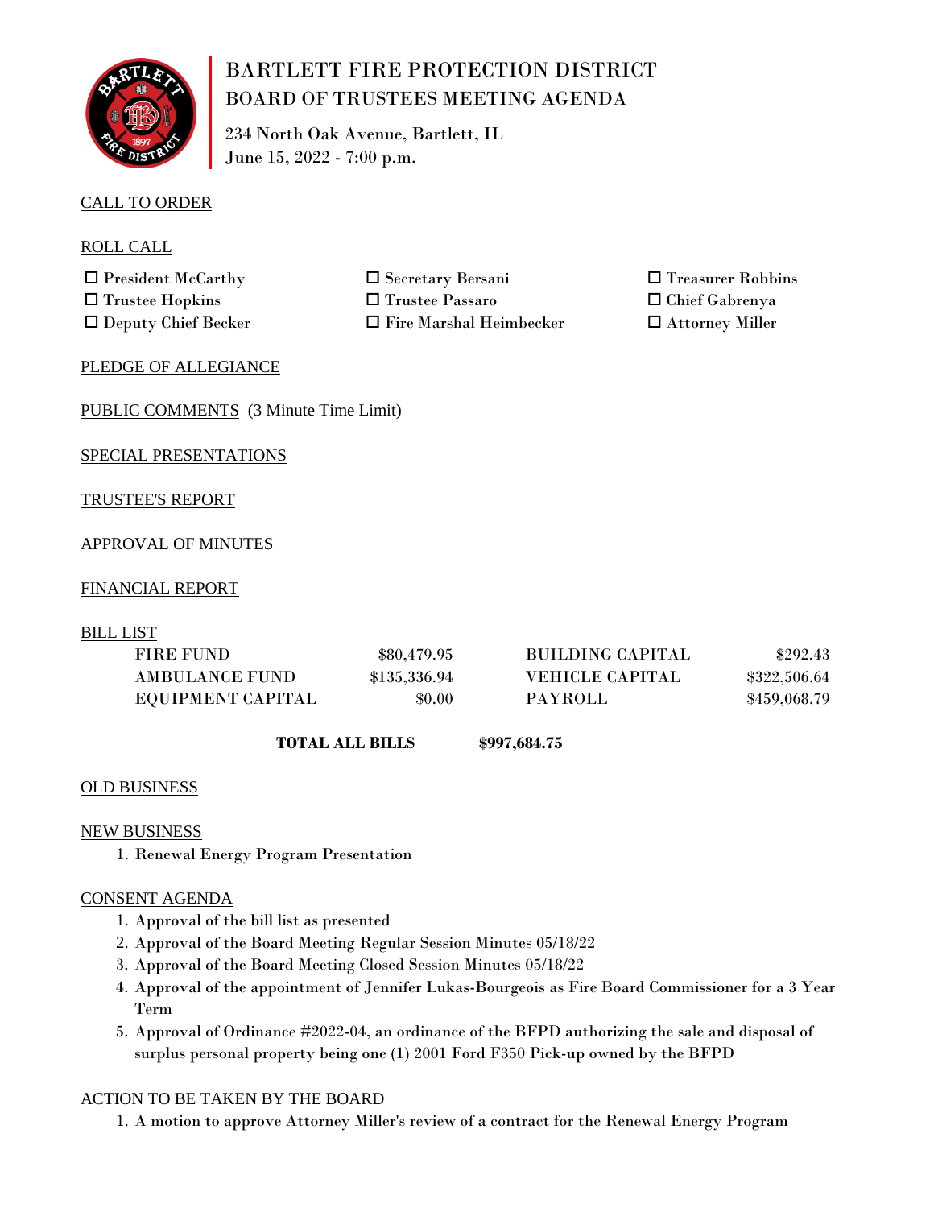# BARTLETT FIRE PROTECTION DISTRICT
## BOARD OF TRUSTEES MEETING AGENDA

234 North Oak Avenue, Bartlett, IL
June 15, 2022 - 7:00 p.m.

CALL TO ORDER

ROLL CALL

| | | |
|---|---|---|
| ☐ President McCarthy | ☐ Secretary Bersani | ☐ Treasurer Robbins |
| ☐ Trustee Hopkins | ☐ Trustee Passaro | ☐ Chief Gabrenya |
| ☐ Deputy Chief Becker | ☐ Fire Marshal Heimbecker | ☐ Attorney Miller |

PLEDGE OF ALLEGIANCE

PUBLIC COMMENTS (3 Minute Time Limit)

SPECIAL PRESENTATIONS

TRUSTEE'S REPORT

APPROVAL OF MINUTES

FINANCIAL REPORT

BILL LIST

| | | | |
|---|---|---|---|
| FIRE FUND | $80,479.95 | BUILDING CAPITAL | $292.43 |
| AMBULANCE FUND | $135,336.94 | VEHICLE CAPITAL | $322,506.64 |
| EQUIPMENT CAPITAL | $0.00 | PAYROLL | $459,068.79 |

**TOTAL ALL BILLS $997,684.75**

OLD BUSINESS

NEW BUSINESS

1. Renewal Energy Program Presentation

CONSENT AGENDA

1. Approval of the bill list as presented
2. Approval of the Board Meeting Regular Session Minutes 05/18/22
3. Approval of the Board Meeting Closed Session Minutes 05/18/22
4. Approval of the appointment of Jennifer Lukas-Bourgeois as Fire Board Commissioner for a 3 Year Term
5. Approval of Ordinance #2022-04, an ordinance of the BFPD authorizing the sale and disposal of surplus personal property being one (1) 2001 Ford F350 Pick-up owned by the BFPD

ACTION TO BE TAKEN BY THE BOARD

1. A motion to approve Attorney Miller's review of a contract for the Renewal Energy Program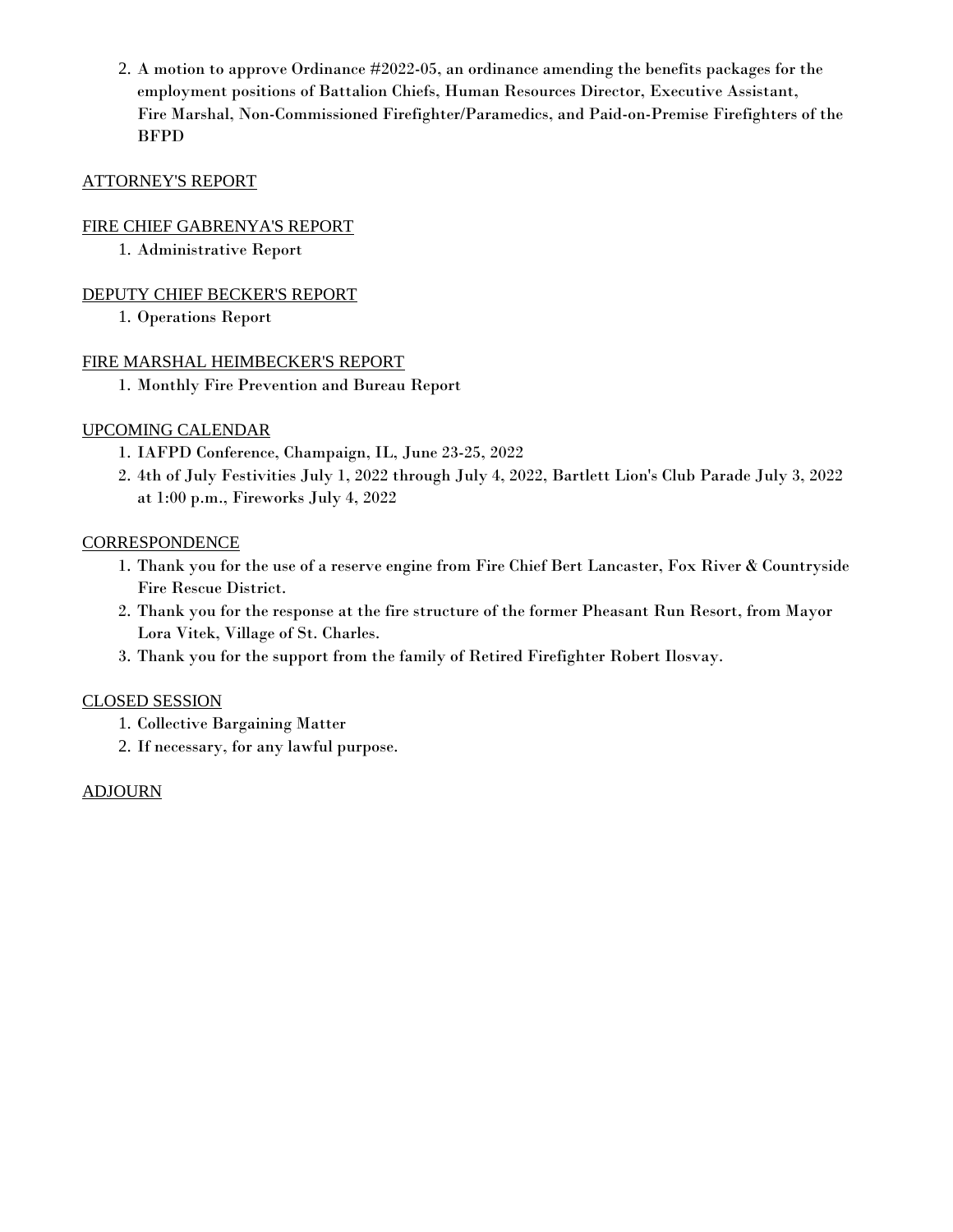2. A motion to approve Ordinance #2022-05, an ordinance amending the benefits packages for the employment positions of Battalion Chiefs, Human Resources Director, Executive Assistant, Fire Marshal, Non-Commissioned Firefighter/Paramedics, and Paid-on-Premise Firefighters of the BFPD

ATTORNEY'S REPORT

FIRE CHIEF GABRENYA'S REPORT

1. Administrative Report

DEPUTY CHIEF BECKER'S REPORT

1. Operations Report

FIRE MARSHAL HEIMBECKER'S REPORT

1. Monthly Fire Prevention and Bureau Report

UPCOMING CALENDAR

1. IAFPD Conference, Champaign, IL, June 23-25, 2022
2. 4th of July Festivities July 1, 2022 through July 4, 2022, Bartlett Lion's Club Parade July 3, 2022 at 1:00 p.m., Fireworks July 4, 2022

CORRESPONDENCE

1. Thank you for the use of a reserve engine from Fire Chief Bert Lancaster, Fox River & Countryside Fire Rescue District.
2. Thank you for the response at the fire structure of the former Pheasant Run Resort, from Mayor Lora Vitek, Village of St. Charles.
3. Thank you for the support from the family of Retired Firefighter Robert Ilosvay.

CLOSED SESSION

1. Collective Bargaining Matter
2. If necessary, for any lawful purpose.

ADJOURN